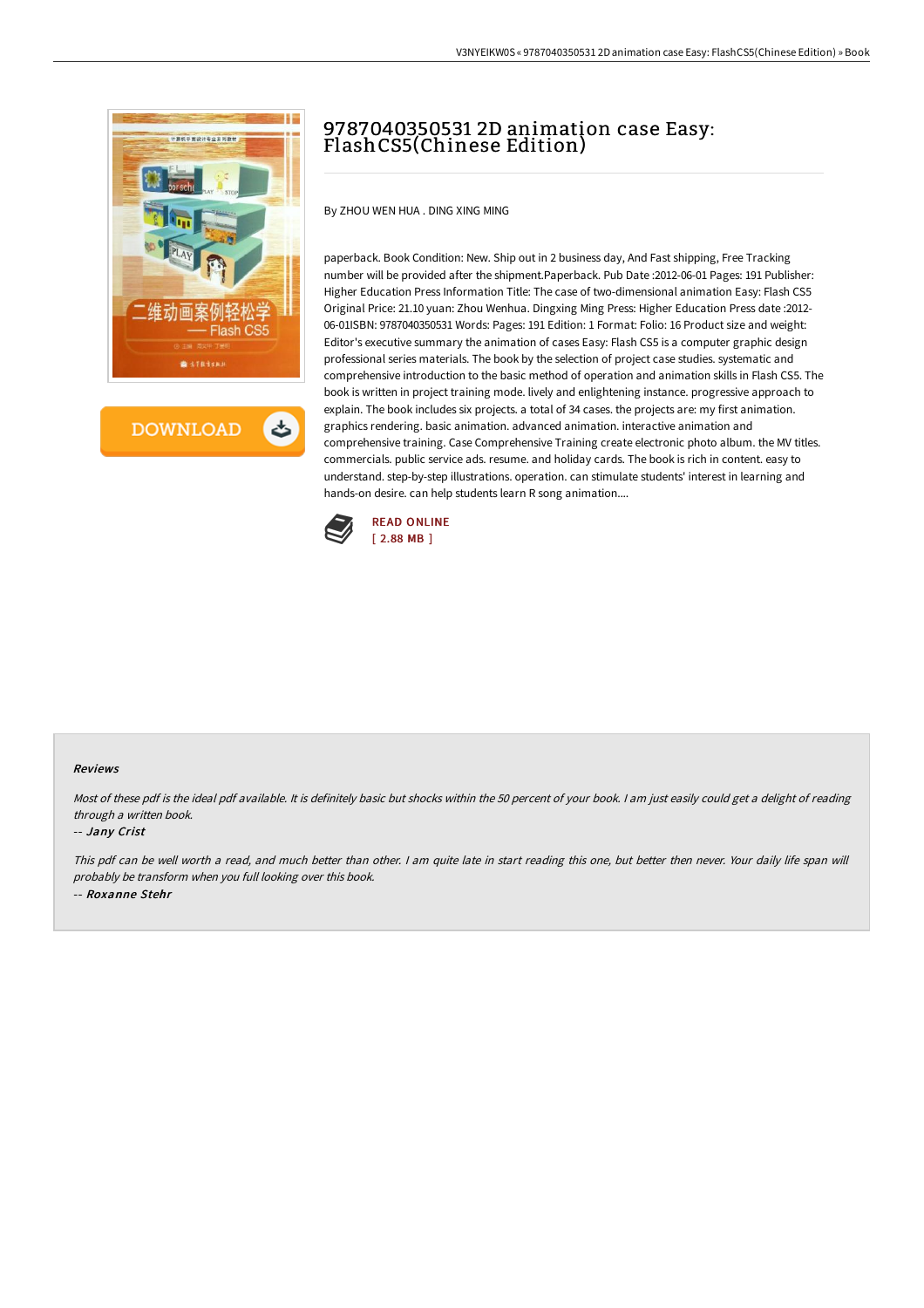# 9787040350531 2D animation case Easy: FlashCS5(Chinese Edition)

By ZHOU WEN HUA . DING XING MING

paperback. Book Condition: New. Ship out in 2 business day, And Fast shipping, Free Tracking number will be provided after the shipment.Paperback. Pub Date :2012-06-01 Pages: 191 Publisher: Higher Education Press Information Title: The case of two-dimensional animation Easy: Flash CS5 Original Price: 21.10 yuan: Zhou Wenhua. Dingxing Ming Press: Higher Education Press date :2012-06-01ISBN: 9787040350531 Words: Pages: 191 Edition: 1 Format: Folio: 16 Product size and weight: Editor's executive summary the animation of cases Easy: Flash CS5 is a computer graphic design professional series materials. The book by the selection of project case studies. systematic and comprehensive introduction to the basic method of operation and animation skills in Flash CS5. The book is written in project training mode. lively and enlightening instance. progressive approach to explain. The book includes six projects. a total of 34 cases. the projects are: my first animation. graphics rendering. basic animation. advanced animation. interactive animation and comprehensive training. Case Comprehensive Training create electronic photo album. the MV titles. commercials. public service ads. resume. and holiday cards. The book is rich in content. easy to understand. step-by-step illustrations. operation. can stimulate students' interest in learning and hands-on desire. can help students learn R song animation....

READ ONLINE
[ 2.88 MB ]

## Reviews

*Most of these pdf is the ideal pdf available. It is definitely basic but shocks within the 50 percent of your book. I am just easily could get a delight of reading through a written book.*

-- *Jany Crist*

*This pdf can be well worth a read, and much better than other. I am quite late in start reading this one, but better then never. Your daily life span will probably be transform when you full looking over this book.*

-- *Roxanne Stehr*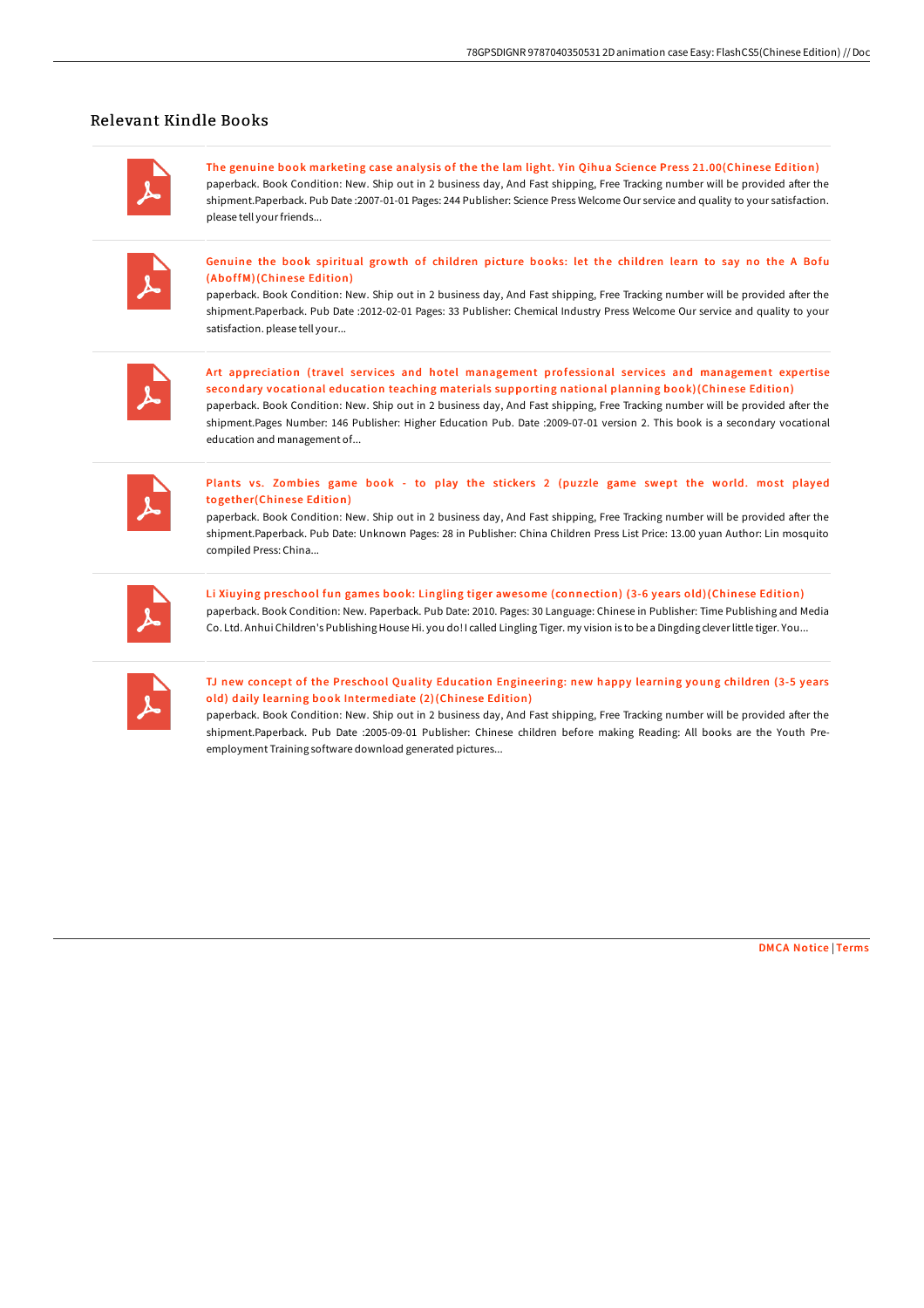## Relevant Kindle Books

**The genuine book marketing case analysis of the the lam light. Yin Qihua Science Press 21.00(Chinese Edition)**
paperback. Book Condition: New. Ship out in 2 business day, And Fast shipping, Free Tracking number will be provided after the shipment.Paperback. Pub Date :2007-01-01 Pages: 244 Publisher: Science Press Welcome Our service and quality to your satisfaction. please tell your friends...

**Genuine the book spiritual growth of children picture books: let the children learn to say no the A Bofu (AboffM)(Chinese Edition)**
paperback. Book Condition: New. Ship out in 2 business day, And Fast shipping, Free Tracking number will be provided after the shipment.Paperback. Pub Date :2012-02-01 Pages: 33 Publisher: Chemical Industry Press Welcome Our service and quality to your satisfaction. please tell your...

**Art appreciation (travel services and hotel management professional services and management expertise secondary vocational education teaching materials supporting national planning book)(Chinese Edition)**
paperback. Book Condition: New. Ship out in 2 business day, And Fast shipping, Free Tracking number will be provided after the shipment.Pages Number: 146 Publisher: Higher Education Pub. Date :2009-07-01 version 2. This book is a secondary vocational education and management of...

**Plants vs. Zombies game book - to play the stickers 2 (puzzle game swept the world. most played together(Chinese Edition)**
paperback. Book Condition: New. Ship out in 2 business day, And Fast shipping, Free Tracking number will be provided after the shipment.Paperback. Pub Date: Unknown Pages: 28 in Publisher: China Children Press List Price: 13.00 yuan Author: Lin mosquito compiled Press: China...

**Li Xiuying preschool fun games book: Lingling tiger awesome (connection) (3-6 years old)(Chinese Edition)**
paperback. Book Condition: New. Paperback. Pub Date: 2010. Pages: 30 Language: Chinese in Publisher: Time Publishing and Media Co. Ltd. Anhui Children's Publishing House Hi. you do! I called Lingling Tiger. my vision is to be a Dingding clever little tiger. You...

**TJ new concept of the Preschool Quality Education Engineering: new happy learning young children (3-5 years old) daily learning book Intermediate (2)(Chinese Edition)**
paperback. Book Condition: New. Ship out in 2 business day, And Fast shipping, Free Tracking number will be provided after the shipment.Paperback. Pub Date :2005-09-01 Publisher: Chinese children before making Reading: All books are the Youth Pre-employment Training software download generated pictures...